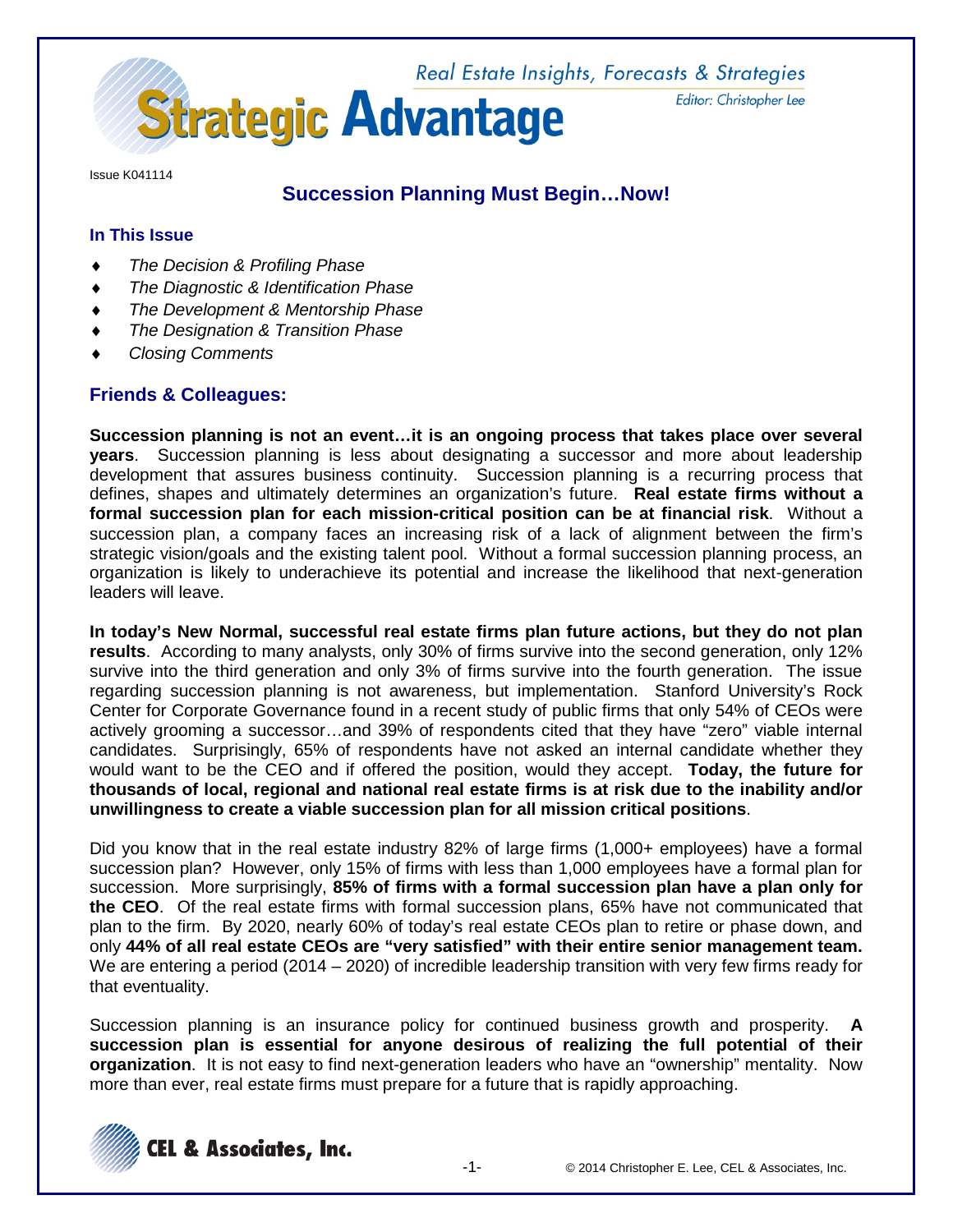# Strategic Advantage

Real Estate Insights, Forecasts & Strategies

Editor: Christopher Lee

Issue K041114

## Succession Planning Must Begin…Now!

### In This Issue

- *The Decision & Profiling Phase*
- *The Diagnostic & Identification Phase*
- *The Development & Mentorship Phase*
- *The Designation & Transition Phase*
- *Closing Comments*

### Friends & Colleagues:

**Succession planning is not an event…it is an ongoing process that takes place over several years**. Succession planning is less about designating a successor and more about leadership development that assures business continuity. Succession planning is a recurring process that defines, shapes and ultimately determines an organization's future. **Real estate firms without a formal succession plan for each mission-critical position can be at financial risk**. Without a succession plan, a company faces an increasing risk of a lack of alignment between the firm's strategic vision/goals and the existing talent pool. Without a formal succession planning process, an organization is likely to underachieve its potential and increase the likelihood that next-generation leaders will leave.

**In today's New Normal, successful real estate firms plan future actions, but they do not plan results**. According to many analysts, only 30% of firms survive into the second generation, only 12% survive into the third generation and only 3% of firms survive into the fourth generation. The issue regarding succession planning is not awareness, but implementation. Stanford University's Rock Center for Corporate Governance found in a recent study of public firms that only 54% of CEOs were actively grooming a successor…and 39% of respondents cited that they have "zero" viable internal candidates. Surprisingly, 65% of respondents have not asked an internal candidate whether they would want to be the CEO and if offered the position, would they accept. **Today, the future for thousands of local, regional and national real estate firms is at risk due to the inability and/or unwillingness to create a viable succession plan for all mission critical positions**.

Did you know that in the real estate industry 82% of large firms (1,000+ employees) have a formal succession plan? However, only 15% of firms with less than 1,000 employees have a formal plan for succession. More surprisingly, **85% of firms with a formal succession plan have a plan only for the CEO**. Of the real estate firms with formal succession plans, 65% have not communicated that plan to the firm. By 2020, nearly 60% of today's real estate CEOs plan to retire or phase down, and only **44% of all real estate CEOs are "very satisfied" with their entire senior management team.** We are entering a period (2014 – 2020) of incredible leadership transition with very few firms ready for that eventuality.

Succession planning is an insurance policy for continued business growth and prosperity. **A succession plan is essential for anyone desirous of realizing the full potential of their organization**. It is not easy to find next-generation leaders who have an "ownership" mentality. Now more than ever, real estate firms must prepare for a future that is rapidly approaching.

CEL & Associates, Inc.

© 2014 Christopher E. Lee, CEL & Associates, Inc.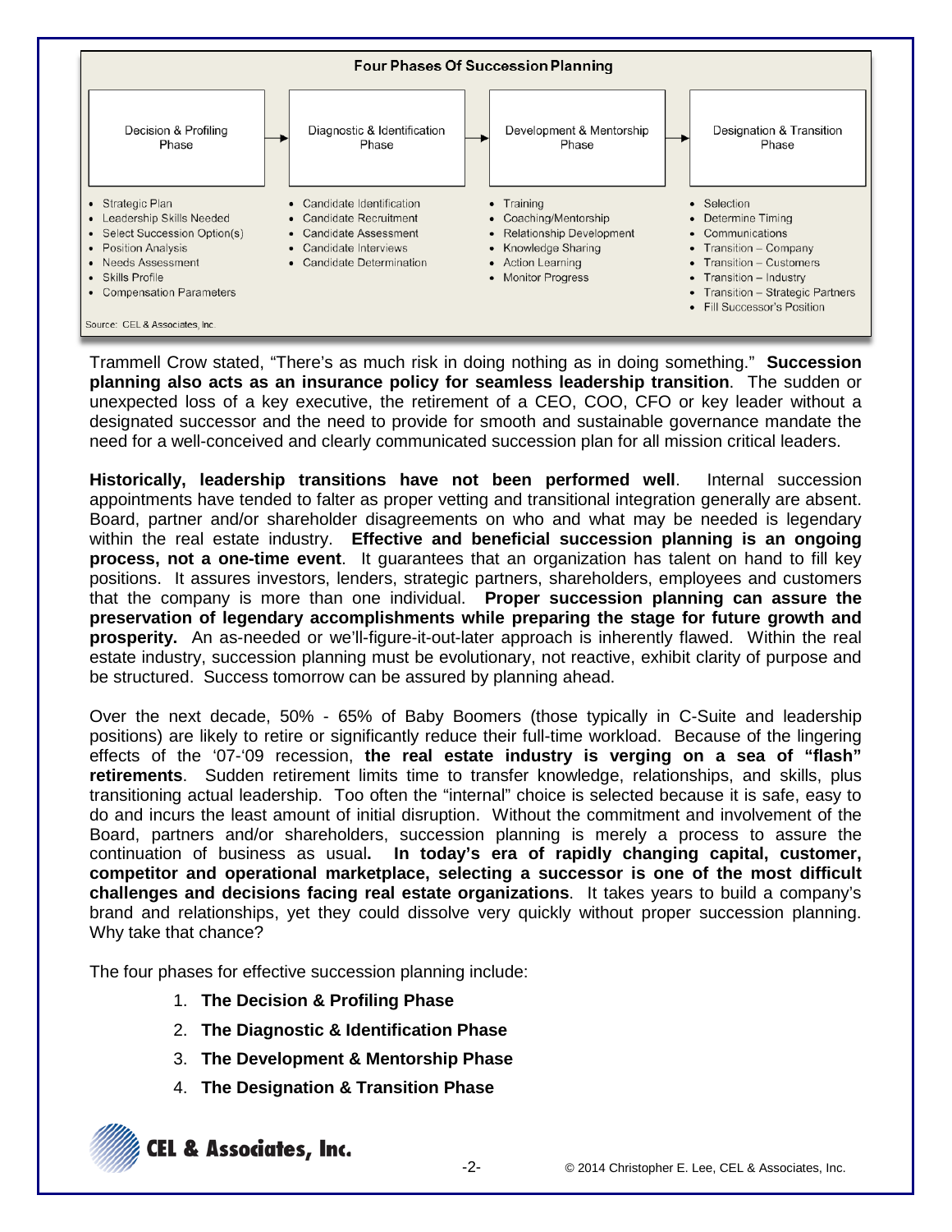**Four Phases Of Succession Planning**

| Decision & Profiling Phase | Diagnostic & Identification Phase | Development & Mentorship Phase | Designation & Transition Phase |
|---|---|---|---|
| • Strategic Plan<br>• Leadership Skills Needed<br>• Select Succession Option(s)<br>• Position Analysis<br>• Needs Assessment<br>• Skills Profile<br>• Compensation Parameters | • Candidate Identification<br>• Candidate Recruitment<br>• Candidate Assessment<br>• Candidate Interviews<br>• Candidate Determination | • Training<br>• Coaching/Mentorship<br>• Relationship Development<br>• Knowledge Sharing<br>• Action Learning<br>• Monitor Progress | • Selection<br>• Determine Timing<br>• Communications<br>• Transition – Company<br>• Transition – Customers<br>• Transition – Industry<br>• Transition – Strategic Partners<br>• Fill Successor's Position |

Source: CEL & Associates, Inc.

Trammell Crow stated, "There's as much risk in doing nothing as in doing something." **Succession planning also acts as an insurance policy for seamless leadership transition**. The sudden or unexpected loss of a key executive, the retirement of a CEO, COO, CFO or key leader without a designated successor and the need to provide for smooth and sustainable governance mandate the need for a well-conceived and clearly communicated succession plan for all mission critical leaders.

**Historically, leadership transitions have not been performed well**. Internal succession appointments have tended to falter as proper vetting and transitional integration generally are absent. Board, partner and/or shareholder disagreements on who and what may be needed is legendary within the real estate industry. **Effective and beneficial succession planning is an ongoing process, not a one-time event**. It guarantees that an organization has talent on hand to fill key positions. It assures investors, lenders, strategic partners, shareholders, employees and customers that the company is more than one individual. **Proper succession planning can assure the preservation of legendary accomplishments while preparing the stage for future growth and prosperity.** An as-needed or we'll-figure-it-out-later approach is inherently flawed. Within the real estate industry, succession planning must be evolutionary, not reactive, exhibit clarity of purpose and be structured. Success tomorrow can be assured by planning ahead.

Over the next decade, 50% - 65% of Baby Boomers (those typically in C-Suite and leadership positions) are likely to retire or significantly reduce their full-time workload. Because of the lingering effects of the '07-'09 recession, **the real estate industry is verging on a sea of "flash" retirements**. Sudden retirement limits time to transfer knowledge, relationships, and skills, plus transitioning actual leadership. Too often the "internal" choice is selected because it is safe, easy to do and incurs the least amount of initial disruption. Without the commitment and involvement of the Board, partners and/or shareholders, succession planning is merely a process to assure the continuation of business as usual**. In today's era of rapidly changing capital, customer, competitor and operational marketplace, selecting a successor is one of the most difficult challenges and decisions facing real estate organizations**. It takes years to build a company's brand and relationships, yet they could dissolve very quickly without proper succession planning. Why take that chance?

The four phases for effective succession planning include:

1. **The Decision & Profiling Phase**
2. **The Diagnostic & Identification Phase**
3. **The Development & Mentorship Phase**
4. **The Designation & Transition Phase**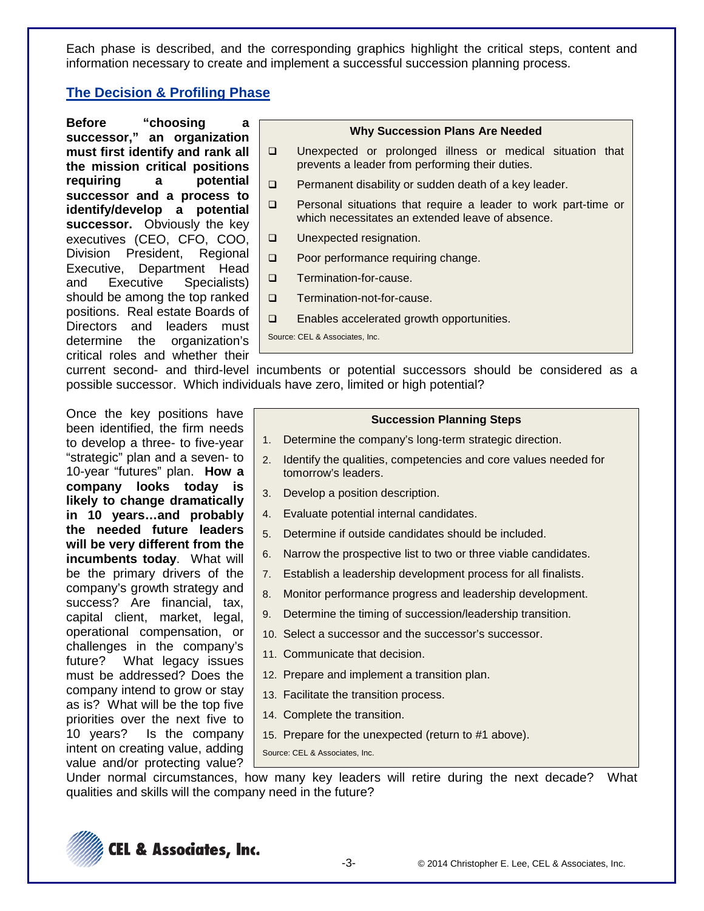Each phase is described, and the corresponding graphics highlight the critical steps, content and information necessary to create and implement a successful succession planning process.

## The Decision & Profiling Phase

**Before "choosing a successor," an organization must first identify and rank all the mission critical positions requiring a potential successor and a process to identify/develop a potential successor.** Obviously the key executives (CEO, CFO, COO, Division President, Regional Executive, Department Head and Executive Specialists) should be among the top ranked positions. Real estate Boards of Directors and leaders must determine the organization's critical roles and whether their current second- and third-level incumbents or potential successors should be considered as a possible successor. Which individuals have zero, limited or high potential?

**Why Succession Plans Are Needed**

- Unexpected or prolonged illness or medical situation that prevents a leader from performing their duties.
- Permanent disability or sudden death of a key leader.
- Personal situations that require a leader to work part-time or which necessitates an extended leave of absence.
- Unexpected resignation.
- Poor performance requiring change.
- Termination-for-cause.
- Termination-not-for-cause.
- Enables accelerated growth opportunities.

Source: CEL & Associates, Inc.

Once the key positions have been identified, the firm needs to develop a three- to five-year "strategic" plan and a seven- to 10-year "futures" plan. **How a company looks today is likely to change dramatically in 10 years…and probably the needed future leaders will be very different from the incumbents today**. What will be the primary drivers of the company's growth strategy and success? Are financial, tax, capital client, market, legal, operational compensation, or challenges in the company's future? What legacy issues must be addressed? Does the company intend to grow or stay as is? What will be the top five priorities over the next five to 10 years? Is the company intent on creating value, adding value and/or protecting value? Under normal circumstances, how many key leaders will retire during the next decade? What qualities and skills will the company need in the future?

**Succession Planning Steps**

1. Determine the company's long-term strategic direction.
2. Identify the qualities, competencies and core values needed for tomorrow's leaders.
3. Develop a position description.
4. Evaluate potential internal candidates.
5. Determine if outside candidates should be included.
6. Narrow the prospective list to two or three viable candidates.
7. Establish a leadership development process for all finalists.
8. Monitor performance progress and leadership development.
9. Determine the timing of succession/leadership transition.
10. Select a successor and the successor's successor.
11. Communicate that decision.
12. Prepare and implement a transition plan.
13. Facilitate the transition process.
14. Complete the transition.
15. Prepare for the unexpected (return to #1 above).

Source: CEL & Associates, Inc.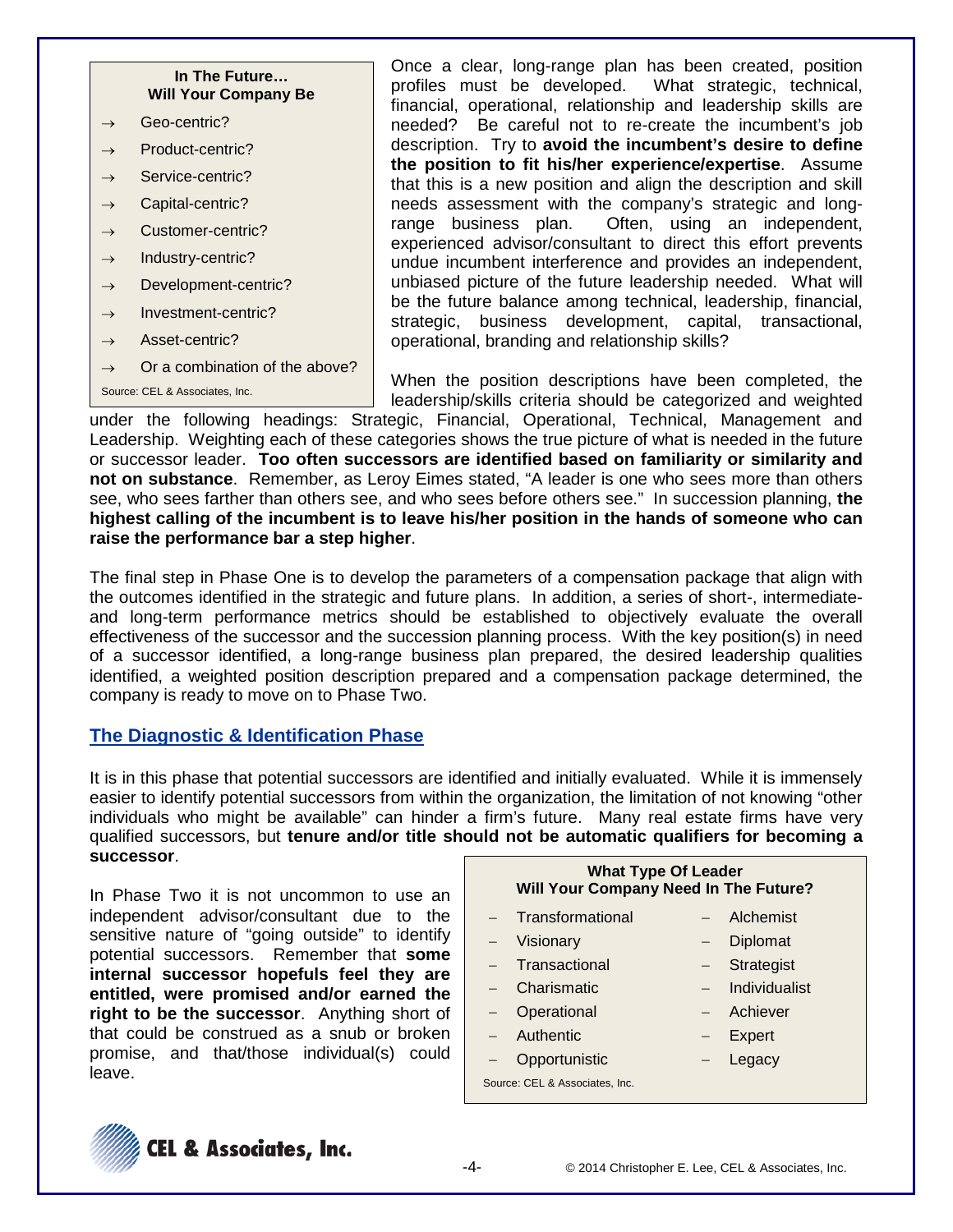**In The Future… Will Your Company Be**

- → Geo-centric?
- → Product-centric?
- → Service-centric?
- → Capital-centric?
- → Customer-centric?
- → Industry-centric?
- → Development-centric?
- → Investment-centric?
- → Asset-centric?
- → Or a combination of the above?

Source: CEL & Associates, Inc.

Once a clear, long-range plan has been created, position profiles must be developed. What strategic, technical, financial, operational, relationship and leadership skills are needed? Be careful not to re-create the incumbent's job description. Try to **avoid the incumbent's desire to define the position to fit his/her experience/expertise**. Assume that this is a new position and align the description and skill needs assessment with the company's strategic and long-range business plan. Often, using an independent, experienced advisor/consultant to direct this effort prevents undue incumbent interference and provides an independent, unbiased picture of the future leadership needed. What will be the future balance among technical, leadership, financial, strategic, business development, capital, transactional, operational, branding and relationship skills?

When the position descriptions have been completed, the leadership/skills criteria should be categorized and weighted under the following headings: Strategic, Financial, Operational, Technical, Management and Leadership. Weighting each of these categories shows the true picture of what is needed in the future or successor leader. **Too often successors are identified based on familiarity or similarity and not on substance**. Remember, as Leroy Eimes stated, "A leader is one who sees more than others see, who sees farther than others see, and who sees before others see." In succession planning, **the highest calling of the incumbent is to leave his/her position in the hands of someone who can raise the performance bar a step higher**.

The final step in Phase One is to develop the parameters of a compensation package that align with the outcomes identified in the strategic and future plans. In addition, a series of short-, intermediate- and long-term performance metrics should be established to objectively evaluate the overall effectiveness of the successor and the succession planning process. With the key position(s) in need of a successor identified, a long-range business plan prepared, the desired leadership qualities identified, a weighted position description prepared and a compensation package determined, the company is ready to move on to Phase Two.

## The Diagnostic & Identification Phase

It is in this phase that potential successors are identified and initially evaluated. While it is immensely easier to identify potential successors from within the organization, the limitation of not knowing "other individuals who might be available" can hinder a firm's future. Many real estate firms have very qualified successors, but **tenure and/or title should not be automatic qualifiers for becoming a successor**.

In Phase Two it is not uncommon to use an independent advisor/consultant due to the sensitive nature of "going outside" to identify potential successors. Remember that **some internal successor hopefuls feel they are entitled, were promised and/or earned the right to be the successor**. Anything short of that could be construed as a snub or broken promise, and that/those individual(s) could leave.

**What Type Of Leader Will Your Company Need In The Future?**

| | |
|---|---|
| – Transformational | – Alchemist |
| – Visionary | – Diplomat |
| – Transactional | – Strategist |
| – Charismatic | – Individualist |
| – Operational | – Achiever |
| – Authentic | – Expert |
| – Opportunistic | – Legacy |

Source: CEL & Associates, Inc.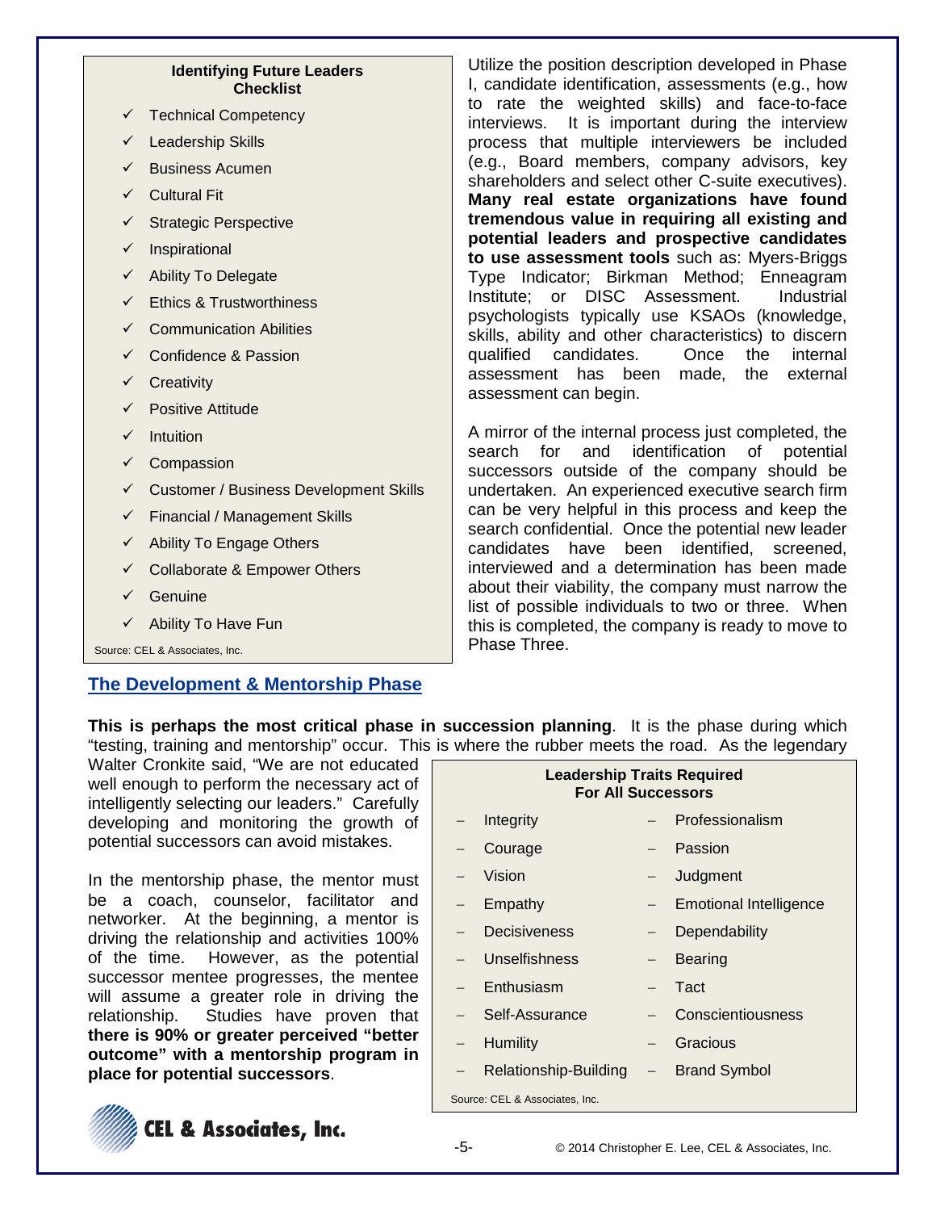**Identifying Future Leaders Checklist**

- ✓ Technical Competency
- ✓ Leadership Skills
- ✓ Business Acumen
- ✓ Cultural Fit
- ✓ Strategic Perspective
- ✓ Inspirational
- ✓ Ability To Delegate
- ✓ Ethics & Trustworthiness
- ✓ Communication Abilities
- ✓ Confidence & Passion
- ✓ Creativity
- ✓ Positive Attitude
- ✓ Intuition
- ✓ Compassion
- ✓ Customer / Business Development Skills
- ✓ Financial / Management Skills
- ✓ Ability To Engage Others
- ✓ Collaborate & Empower Others
- ✓ Genuine
- ✓ Ability To Have Fun

Source: CEL & Associates, Inc.

Utilize the position description developed in Phase I, candidate identification, assessments (e.g., how to rate the weighted skills) and face-to-face interviews. It is important during the interview process that multiple interviewers be included (e.g., Board members, company advisors, key shareholders and select other C-suite executives). **Many real estate organizations have found tremendous value in requiring all existing and potential leaders and prospective candidates to use assessment tools** such as: Myers-Briggs Type Indicator; Birkman Method; Enneagram Institute; or DISC Assessment. Industrial psychologists typically use KSAOs (knowledge, skills, ability and other characteristics) to discern qualified candidates. Once the internal assessment has been made, the external assessment can begin.

A mirror of the internal process just completed, the search for and identification of potential successors outside of the company should be undertaken. An experienced executive search firm can be very helpful in this process and keep the search confidential. Once the potential new leader candidates have been identified, screened, interviewed and a determination has been made about their viability, the company must narrow the list of possible individuals to two or three. When this is completed, the company is ready to move to Phase Three.

## The Development & Mentorship Phase

**This is perhaps the most critical phase in succession planning**. It is the phase during which "testing, training and mentorship" occur. This is where the rubber meets the road. As the legendary Walter Cronkite said, "We are not educated well enough to perform the necessary act of intelligently selecting our leaders." Carefully developing and monitoring the growth of potential successors can avoid mistakes.

In the mentorship phase, the mentor must be a coach, counselor, facilitator and networker. At the beginning, a mentor is driving the relationship and activities 100% of the time. However, as the potential successor mentee progresses, the mentee will assume a greater role in driving the relationship. Studies have proven that **there is 90% or greater perceived "better outcome" with a mentorship program in place for potential successors**.

**Leadership Traits Required For All Successors**

| | |
|---|---|
| – Integrity | – Professionalism |
| – Courage | – Passion |
| – Vision | – Judgment |
| – Empathy | – Emotional Intelligence |
| – Decisiveness | – Dependability |
| – Unselfishness | – Bearing |
| – Enthusiasm | – Tact |
| – Self-Assurance | – Conscientiousness |
| – Humility | – Gracious |
| – Relationship-Building | – Brand Symbol |

Source: CEL & Associates, Inc.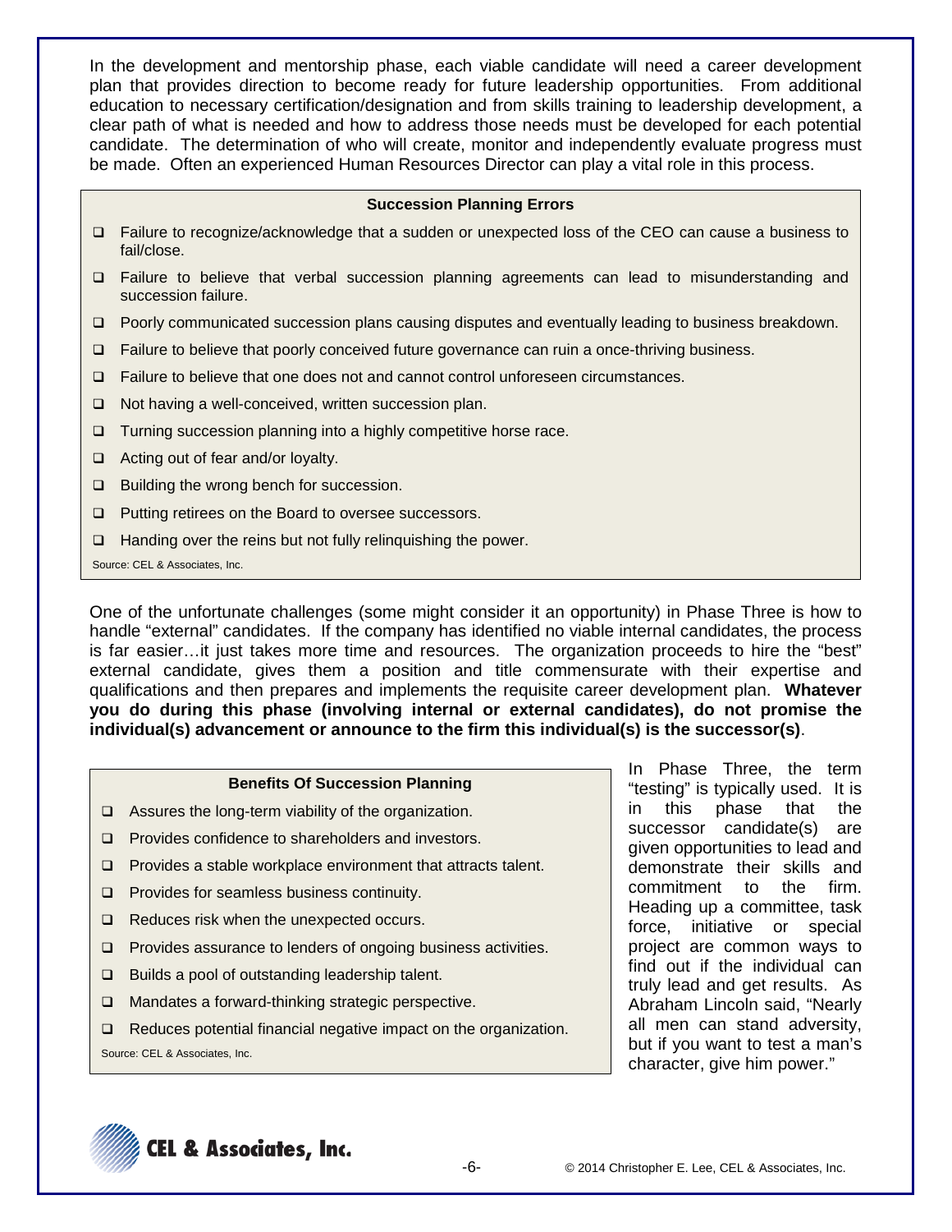In the development and mentorship phase, each viable candidate will need a career development plan that provides direction to become ready for future leadership opportunities. From additional education to necessary certification/designation and from skills training to leadership development, a clear path of what is needed and how to address those needs must be developed for each potential candidate. The determination of who will create, monitor and independently evaluate progress must be made. Often an experienced Human Resources Director can play a vital role in this process.

**Succession Planning Errors**

- Failure to recognize/acknowledge that a sudden or unexpected loss of the CEO can cause a business to fail/close.
- Failure to believe that verbal succession planning agreements can lead to misunderstanding and succession failure.
- Poorly communicated succession plans causing disputes and eventually leading to business breakdown.
- Failure to believe that poorly conceived future governance can ruin a once-thriving business.
- Failure to believe that one does not and cannot control unforeseen circumstances.
- Not having a well-conceived, written succession plan.
- Turning succession planning into a highly competitive horse race.
- Acting out of fear and/or loyalty.
- Building the wrong bench for succession.
- Putting retirees on the Board to oversee successors.
- Handing over the reins but not fully relinquishing the power.

Source: CEL & Associates, Inc.

One of the unfortunate challenges (some might consider it an opportunity) in Phase Three is how to handle "external" candidates. If the company has identified no viable internal candidates, the process is far easier…it just takes more time and resources. The organization proceeds to hire the "best" external candidate, gives them a position and title commensurate with their expertise and qualifications and then prepares and implements the requisite career development plan. **Whatever you do during this phase (involving internal or external candidates), do not promise the individual(s) advancement or announce to the firm this individual(s) is the successor(s)**.

**Benefits Of Succession Planning**

- Assures the long-term viability of the organization.
- Provides confidence to shareholders and investors.
- Provides a stable workplace environment that attracts talent.
- Provides for seamless business continuity.
- Reduces risk when the unexpected occurs.
- Provides assurance to lenders of ongoing business activities.
- Builds a pool of outstanding leadership talent.
- Mandates a forward-thinking strategic perspective.
- Reduces potential financial negative impact on the organization.

Source: CEL & Associates, Inc.

In Phase Three, the term "testing" is typically used. It is in this phase that the successor candidate(s) are given opportunities to lead and demonstrate their skills and commitment to the firm. Heading up a committee, task force, initiative or special project are common ways to find out if the individual can truly lead and get results. As Abraham Lincoln said, "Nearly all men can stand adversity, but if you want to test a man's character, give him power."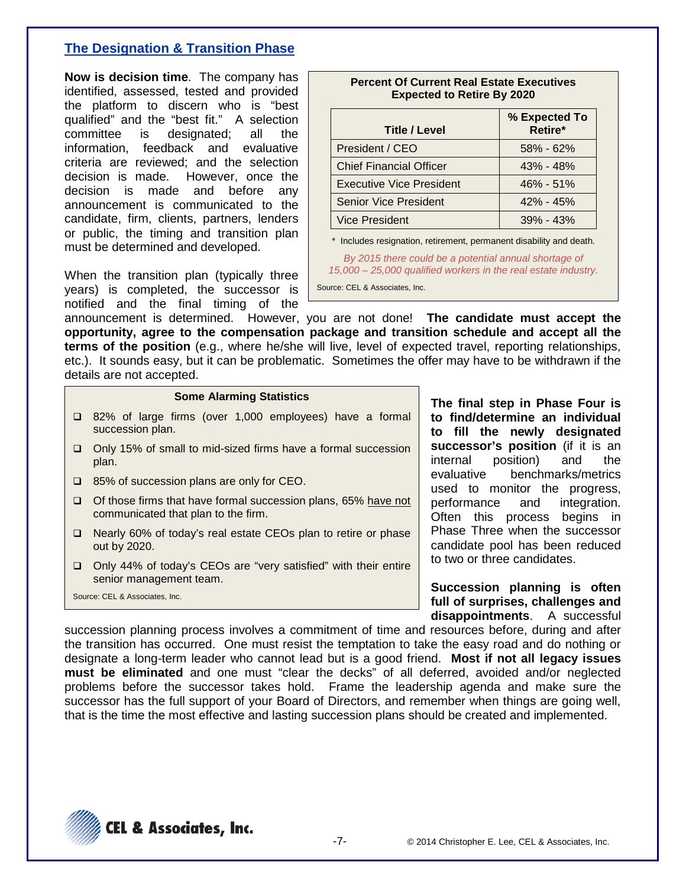## The Designation & Transition Phase

**Now is decision time**. The company has identified, assessed, tested and provided the platform to discern who is "best qualified" and the "best fit." A selection committee is designated; all the information, feedback and evaluative criteria are reviewed; and the selection decision is made. However, once the decision is made and before any announcement is communicated to the candidate, firm, clients, partners, lenders or public, the timing and transition plan must be determined and developed.

**Percent Of Current Real Estate Executives Expected to Retire By 2020**

| Title / Level | % Expected To Retire* |
|---|---|
| President / CEO | 58% - 62% |
| Chief Financial Officer | 43% - 48% |
| Executive Vice President | 46% - 51% |
| Senior Vice President | 42% - 45% |
| Vice President | 39% - 43% |

\* Includes resignation, retirement, permanent disability and death.

*By 2015 there could be a potential annual shortage of 15,000 – 25,000 qualified workers in the real estate industry.*

Source: CEL & Associates, Inc.

When the transition plan (typically three years) is completed, the successor is notified and the final timing of the announcement is determined. However, you are not done! **The candidate must accept the opportunity, agree to the compensation package and transition schedule and accept all the terms of the position** (e.g., where he/she will live, level of expected travel, reporting relationships, etc.). It sounds easy, but it can be problematic. Sometimes the offer may have to be withdrawn if the details are not accepted.

**Some Alarming Statistics**

- 82% of large firms (over 1,000 employees) have a formal succession plan.
- Only 15% of small to mid-sized firms have a formal succession plan.
- 85% of succession plans are only for CEO.
- Of those firms that have formal succession plans, 65% have not communicated that plan to the firm.
- Nearly 60% of today's real estate CEOs plan to retire or phase out by 2020.
- Only 44% of today's CEOs are "very satisfied" with their entire senior management team.

Source: CEL & Associates, Inc.

**The final step in Phase Four is to find/determine an individual to fill the newly designated successor's position** (if it is an internal position) and the evaluative benchmarks/metrics used to monitor the progress, performance and integration. Often this process begins in Phase Three when the successor candidate pool has been reduced to two or three candidates.

**Succession planning is often full of surprises, challenges and disappointments**. A successful succession planning process involves a commitment of time and resources before, during and after the transition has occurred. One must resist the temptation to take the easy road and do nothing or designate a long-term leader who cannot lead but is a good friend. **Most if not all legacy issues must be eliminated** and one must "clear the decks" of all deferred, avoided and/or neglected problems before the successor takes hold. Frame the leadership agenda and make sure the successor has the full support of your Board of Directors, and remember when things are going well, that is the time the most effective and lasting succession plans should be created and implemented.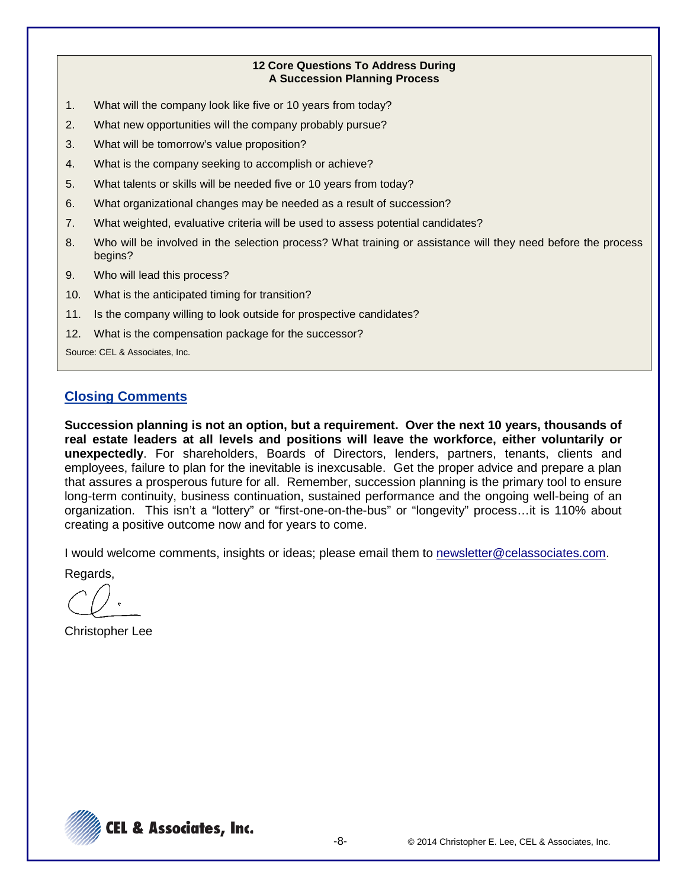**12 Core Questions To Address During A Succession Planning Process**

1. What will the company look like five or 10 years from today?
2. What new opportunities will the company probably pursue?
3. What will be tomorrow's value proposition?
4. What is the company seeking to accomplish or achieve?
5. What talents or skills will be needed five or 10 years from today?
6. What organizational changes may be needed as a result of succession?
7. What weighted, evaluative criteria will be used to assess potential candidates?
8. Who will be involved in the selection process? What training or assistance will they need before the process begins?
9. Who will lead this process?
10. What is the anticipated timing for transition?
11. Is the company willing to look outside for prospective candidates?
12. What is the compensation package for the successor?

Source: CEL & Associates, Inc.

## Closing Comments

**Succession planning is not an option, but a requirement. Over the next 10 years, thousands of real estate leaders at all levels and positions will leave the workforce, either voluntarily or unexpectedly**. For shareholders, Boards of Directors, lenders, partners, tenants, clients and employees, failure to plan for the inevitable is inexcusable. Get the proper advice and prepare a plan that assures a prosperous future for all. Remember, succession planning is the primary tool to ensure long-term continuity, business continuation, sustained performance and the ongoing well-being of an organization. This isn't a "lottery" or "first-one-on-the-bus" or "longevity" process…it is 110% about creating a positive outcome now and for years to come.

I would welcome comments, insights or ideas; please email them to newsletter@celassociates.com.

Regards,

Christopher Lee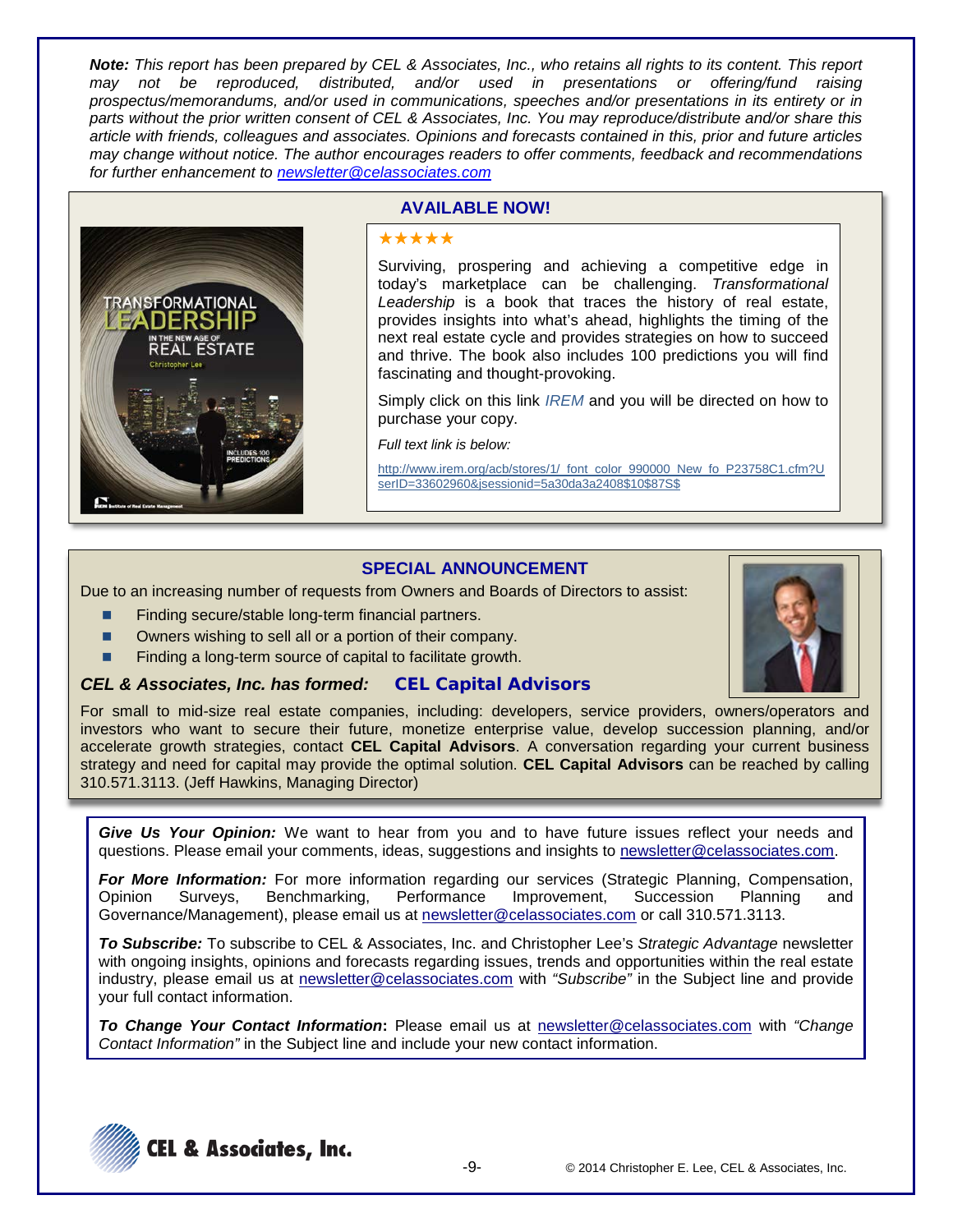***Note:*** *This report has been prepared by CEL & Associates, Inc., who retains all rights to its content. This report may not be reproduced, distributed, and/or used in presentations or offering/fund raising prospectus/memorandums, and/or used in communications, speeches and/or presentations in its entirety or in parts without the prior written consent of CEL & Associates, Inc. You may reproduce/distribute and/or share this article with friends, colleagues and associates. Opinions and forecasts contained in this, prior and future articles may change without notice. The author encourages readers to offer comments, feedback and recommendations for further enhancement to newsletter@celassociates.com*

## AVAILABLE NOW!

★★★★★

Surviving, prospering and achieving a competitive edge in today's marketplace can be challenging. *Transformational Leadership* is a book that traces the history of real estate, provides insights into what's ahead, highlights the timing of the next real estate cycle and provides strategies on how to succeed and thrive. The book also includes 100 predictions you will find fascinating and thought-provoking.

Simply click on this link *IREM* and you will be directed on how to purchase your copy.

*Full text link is below:*

http://www.irem.org/acb/stores/1/_font_color_990000_New_fo_P23758C1.cfm?UserID=33602960&jsessionid=5a30da3a2408$10$87S$

## SPECIAL ANNOUNCEMENT

Due to an increasing number of requests from Owners and Boards of Directors to assist:

- Finding secure/stable long-term financial partners.
- Owners wishing to sell all or a portion of their company.
- Finding a long-term source of capital to facilitate growth.

***CEL & Associates, Inc. has formed:*** **CEL Capital Advisors**

For small to mid-size real estate companies, including: developers, service providers, owners/operators and investors who want to secure their future, monetize enterprise value, develop succession planning, and/or accelerate growth strategies, contact **CEL Capital Advisors**. A conversation regarding your current business strategy and need for capital may provide the optimal solution. **CEL Capital Advisors** can be reached by calling 310.571.3113. (Jeff Hawkins, Managing Director)

***Give Us Your Opinion:*** We want to hear from you and to have future issues reflect your needs and questions. Please email your comments, ideas, suggestions and insights to newsletter@celassociates.com.

***For More Information:*** For more information regarding our services (Strategic Planning, Compensation, Opinion Surveys, Benchmarking, Performance Improvement, Succession Planning and Governance/Management), please email us at newsletter@celassociates.com or call 310.571.3113.

***To Subscribe:*** To subscribe to CEL & Associates, Inc. and Christopher Lee's *Strategic Advantage* newsletter with ongoing insights, opinions and forecasts regarding issues, trends and opportunities within the real estate industry, please email us at newsletter@celassociates.com with *"Subscribe"* in the Subject line and provide your full contact information.

***To Change Your Contact Information*:** Please email us at newsletter@celassociates.com with *"Change Contact Information"* in the Subject line and include your new contact information.

CEL & Associates, Inc.

© 2014 Christopher E. Lee, CEL & Associates, Inc.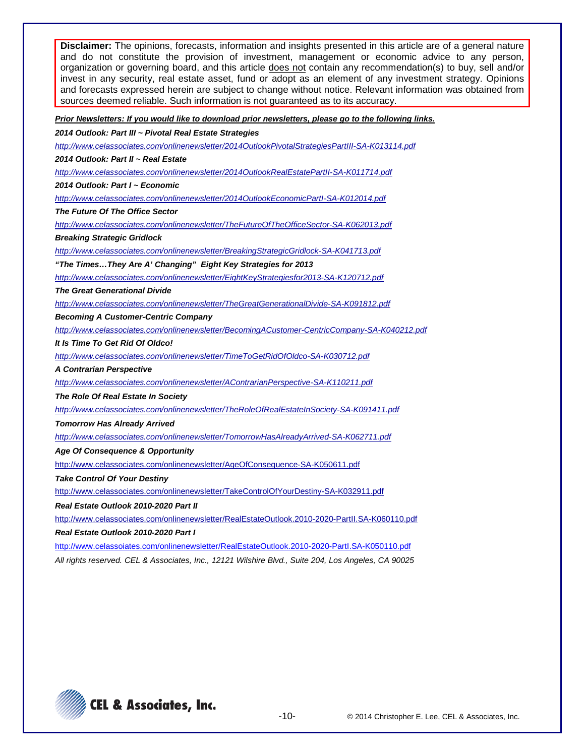**Disclaimer:** The opinions, forecasts, information and insights presented in this article are of a general nature and do not constitute the provision of investment, management or economic advice to any person, organization or governing board, and this article does not contain any recommendation(s) to buy, sell and/or invest in any security, real estate asset, fund or adopt as an element of any investment strategy. Opinions and forecasts expressed herein are subject to change without notice. Relevant information was obtained from sources deemed reliable. Such information is not guaranteed as to its accuracy.

***Prior Newsletters: If you would like to download prior newsletters, please go to the following links.***

***2014 Outlook: Part III ~ Pivotal Real Estate Strategies***

*http://www.celassociates.com/onlinenewsletter/2014OutlookPivotalStrategiesPartIII-SA-K013114.pdf*

***2014 Outlook: Part II ~ Real Estate***

*http://www.celassociates.com/onlinenewsletter/2014OutlookRealEstatePartII-SA-K011714.pdf*

***2014 Outlook: Part I ~ Economic***

*http://www.celassociates.com/onlinenewsletter/2014OutlookEconomicPartI-SA-K012014.pdf*

***The Future Of The Office Sector***

*http://www.celassociates.com/onlinenewsletter/TheFutureOfTheOfficeSector-SA-K062013.pdf*

***Breaking Strategic Gridlock***

*http://www.celassociates.com/onlinenewsletter/BreakingStrategicGridlock-SA-K041713.pdf*

***"The Times…They Are A' Changing" Eight Key Strategies for 2013***

*http://www.celassociates.com/onlinenewsletter/EightKeyStrategiesfor2013-SA-K120712.pdf*

***The Great Generational Divide***

*http://www.celassociates.com/onlinenewsletter/TheGreatGenerationalDivide-SA-K091812.pdf*

***Becoming A Customer-Centric Company***

*http://www.celassociates.com/onlinenewsletter/BecomingACustomer-CentricCompany-SA-K040212.pdf*

***It Is Time To Get Rid Of Oldco!***

*http://www.celassociates.com/onlinenewsletter/TimeToGetRidOfOldco-SA-K030712.pdf*

***A Contrarian Perspective***

*http://www.celassociates.com/onlinenewsletter/AContrarianPerspective-SA-K110211.pdf*

***The Role Of Real Estate In Society***

*http://www.celassociates.com/onlinenewsletter/TheRoleOfRealEstateInSociety-SA-K091411.pdf*

***Tomorrow Has Already Arrived***

*http://www.celassociates.com/onlinenewsletter/TomorrowHasAlreadyArrived-SA-K062711.pdf*

***Age Of Consequence & Opportunity***

http://www.celassociates.com/onlinenewsletter/AgeOfConsequence-SA-K050611.pdf

***Take Control Of Your Destiny***

http://www.celassociates.com/onlinenewsletter/TakeControlOfYourDestiny-SA-K032911.pdf

***Real Estate Outlook 2010-2020 Part II***

http://www.celassociates.com/onlinenewsletter/RealEstateOutlook.2010-2020-PartII.SA-K060110.pdf

***Real Estate Outlook 2010-2020 Part I***

http://www.celassoiates.com/onlinenewsletter/RealEstateOutlook.2010-2020-PartI.SA-K050110.pdf

*All rights reserved. CEL & Associates, Inc., 12121 Wilshire Blvd., Suite 204, Los Angeles, CA 90025*

© 2014 Christopher E. Lee, CEL & Associates, Inc.